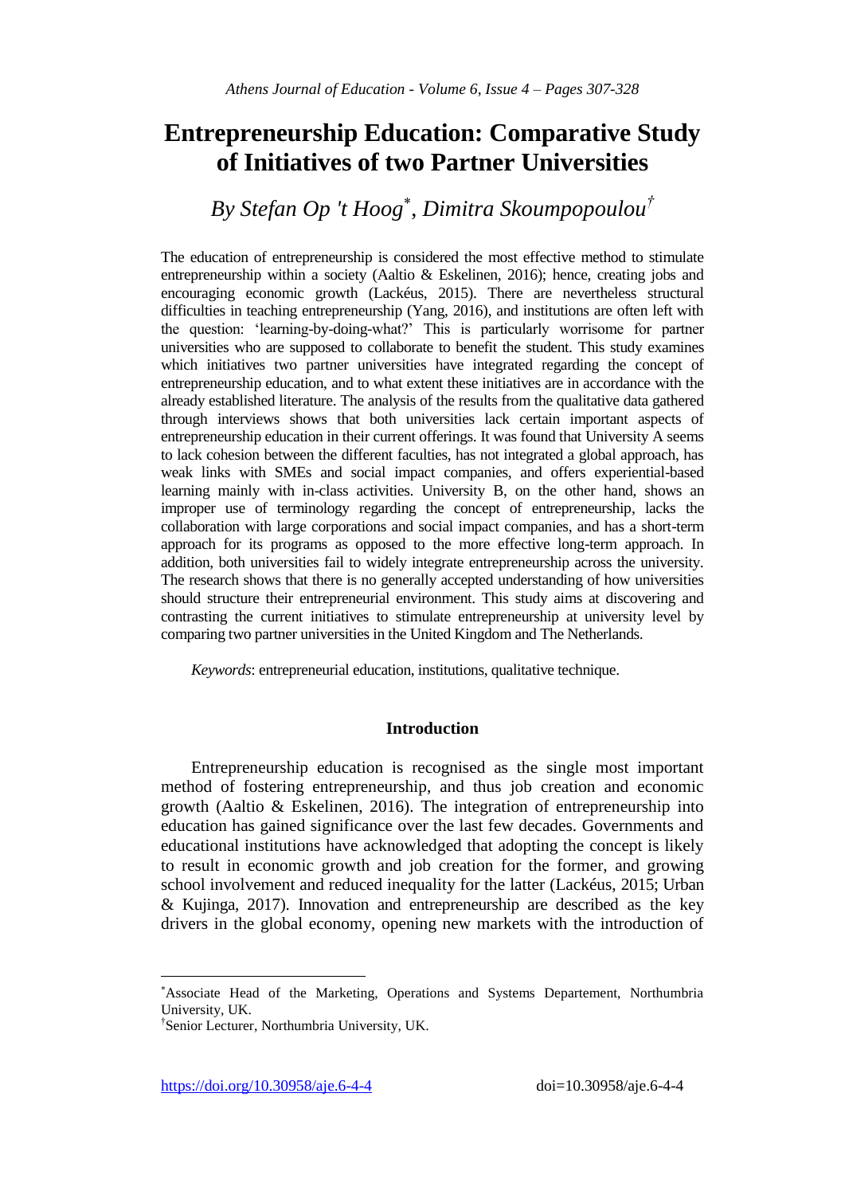# Entrepreneurship Education: Comparative Study of Initiatives of two Partner Universities

*By Stefan Op 't Hoog[\*], Dimitra Skoumpopoulou[†]*

The education of entrepreneurship is considered the most effective method to stimulate entrepreneurship within a society (Aaltio & Eskelinen, 2016); hence, creating jobs and encouraging economic growth (Lackéus, 2015). There are nevertheless structural difficulties in teaching entrepreneurship (Yang, 2016), and institutions are often left with the question: 'learning-by-doing-what?' This is particularly worrisome for partner universities who are supposed to collaborate to benefit the student. This study examines which initiatives two partner universities have integrated regarding the concept of entrepreneurship education, and to what extent these initiatives are in accordance with the already established literature. The analysis of the results from the qualitative data gathered through interviews shows that both universities lack certain important aspects of entrepreneurship education in their current offerings. It was found that University A seems to lack cohesion between the different faculties, has not integrated a global approach, has weak links with SMEs and social impact companies, and offers experiential-based learning mainly with in-class activities. University B, on the other hand, shows an improper use of terminology regarding the concept of entrepreneurship, lacks the collaboration with large corporations and social impact companies, and has a short-term approach for its programs as opposed to the more effective long-term approach. In addition, both universities fail to widely integrate entrepreneurship across the university. The research shows that there is no generally accepted understanding of how universities should structure their entrepreneurial environment. This study aims at discovering and contrasting the current initiatives to stimulate entrepreneurship at university level by comparing two partner universities in the United Kingdom and The Netherlands.

*Keywords*: entrepreneurial education, institutions, qualitative technique.

## Introduction

Entrepreneurship education is recognised as the single most important method of fostering entrepreneurship, and thus job creation and economic growth (Aaltio & Eskelinen, 2016). The integration of entrepreneurship into education has gained significance over the last few decades. Governments and educational institutions have acknowledged that adopting the concept is likely to result in economic growth and job creation for the former, and growing school involvement and reduced inequality for the latter (Lackéus, 2015; Urban & Kujinga, 2017). Innovation and entrepreneurship are described as the key drivers in the global economy, opening new markets with the introduction of

---

[\*] Associate Head of the Marketing, Operations and Systems Departement, Northumbria University, UK.

[†] Senior Lecturer, Northumbria University, UK.

https://doi.org/10.30958/aje.6-4-4 doi=10.30958/aje.6-4-4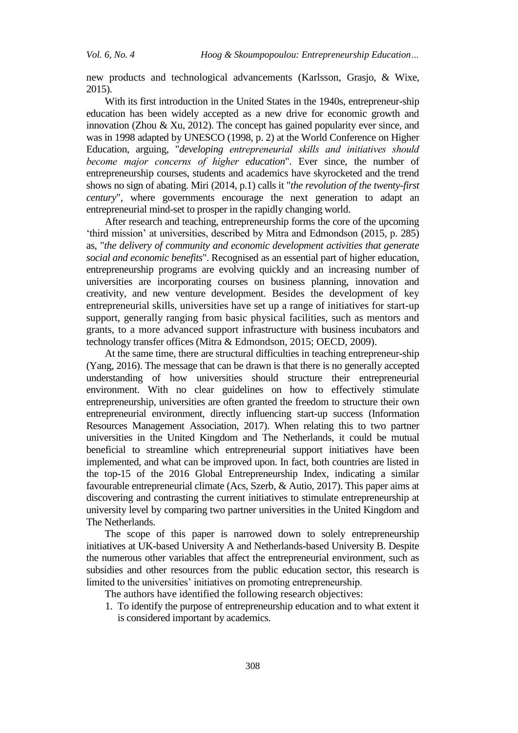new products and technological advancements (Karlsson, Grasjo, & Wixe, 2015).

With its first introduction in the United States in the 1940s, entrepreneur-ship education has been widely accepted as a new drive for economic growth and innovation (Zhou & Xu, 2012). The concept has gained popularity ever since, and was in 1998 adapted by UNESCO (1998, p. 2) at the World Conference on Higher Education, arguing, "*developing entrepreneurial skills and initiatives should become major concerns of higher education*". Ever since, the number of entrepreneurship courses, students and academics have skyrocketed and the trend shows no sign of abating. Miri (2014, p.1) calls it "*the revolution of the twenty-first century*", where governments encourage the next generation to adapt an entrepreneurial mind-set to prosper in the rapidly changing world.

After research and teaching, entrepreneurship forms the core of the upcoming 'third mission' at universities, described by Mitra and Edmondson (2015, p. 285) as, "*the delivery of community and economic development activities that generate social and economic benefits*". Recognised as an essential part of higher education, entrepreneurship programs are evolving quickly and an increasing number of universities are incorporating courses on business planning, innovation and creativity, and new venture development. Besides the development of key entrepreneurial skills, universities have set up a range of initiatives for start-up support, generally ranging from basic physical facilities, such as mentors and grants, to a more advanced support infrastructure with business incubators and technology transfer offices (Mitra & Edmondson, 2015; OECD, 2009).

At the same time, there are structural difficulties in teaching entrepreneur-ship (Yang, 2016). The message that can be drawn is that there is no generally accepted understanding of how universities should structure their entrepreneurial environment. With no clear guidelines on how to effectively stimulate entrepreneurship, universities are often granted the freedom to structure their own entrepreneurial environment, directly influencing start-up success (Information Resources Management Association, 2017). When relating this to two partner universities in the United Kingdom and The Netherlands, it could be mutual beneficial to streamline which entrepreneurial support initiatives have been implemented, and what can be improved upon. In fact, both countries are listed in the top-15 of the 2016 Global Entrepreneurship Index, indicating a similar favourable entrepreneurial climate (Acs, Szerb, & Autio, 2017). This paper aims at discovering and contrasting the current initiatives to stimulate entrepreneurship at university level by comparing two partner universities in the United Kingdom and The Netherlands.

The scope of this paper is narrowed down to solely entrepreneurship initiatives at UK-based University A and Netherlands-based University B. Despite the numerous other variables that affect the entrepreneurial environment, such as subsidies and other resources from the public education sector, this research is limited to the universities' initiatives on promoting entrepreneurship.

The authors have identified the following research objectives:

1. To identify the purpose of entrepreneurship education and to what extent it is considered important by academics.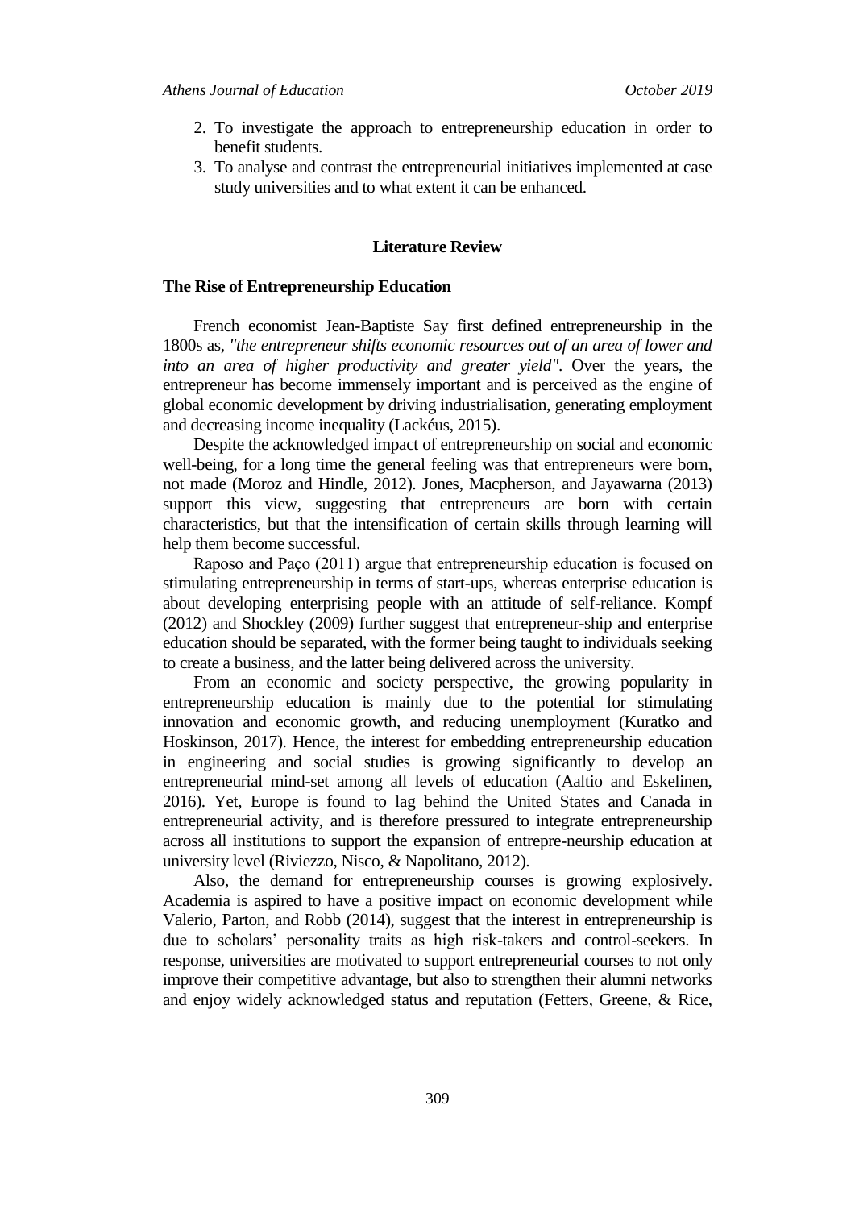2. To investigate the approach to entrepreneurship education in order to benefit students.
3. To analyse and contrast the entrepreneurial initiatives implemented at case study universities and to what extent it can be enhanced.

## Literature Review

### The Rise of Entrepreneurship Education

French economist Jean-Baptiste Say first defined entrepreneurship in the 1800s as, *"the entrepreneur shifts economic resources out of an area of lower and into an area of higher productivity and greater yield"*. Over the years, the entrepreneur has become immensely important and is perceived as the engine of global economic development by driving industrialisation, generating employment and decreasing income inequality (Lackéus, 2015).

Despite the acknowledged impact of entrepreneurship on social and economic well-being, for a long time the general feeling was that entrepreneurs were born, not made (Moroz and Hindle, 2012). Jones, Macpherson, and Jayawarna (2013) support this view, suggesting that entrepreneurs are born with certain characteristics, but that the intensification of certain skills through learning will help them become successful.

Raposo and Paço (2011) argue that entrepreneurship education is focused on stimulating entrepreneurship in terms of start-ups, whereas enterprise education is about developing enterprising people with an attitude of self-reliance. Kompf (2012) and Shockley (2009) further suggest that entrepreneur-ship and enterprise education should be separated, with the former being taught to individuals seeking to create a business, and the latter being delivered across the university.

From an economic and society perspective, the growing popularity in entrepreneurship education is mainly due to the potential for stimulating innovation and economic growth, and reducing unemployment (Kuratko and Hoskinson, 2017). Hence, the interest for embedding entrepreneurship education in engineering and social studies is growing significantly to develop an entrepreneurial mind-set among all levels of education (Aaltio and Eskelinen, 2016). Yet, Europe is found to lag behind the United States and Canada in entrepreneurial activity, and is therefore pressured to integrate entrepreneurship across all institutions to support the expansion of entrepre-neurship education at university level (Riviezzo, Nisco, & Napolitano, 2012).

Also, the demand for entrepreneurship courses is growing explosively. Academia is aspired to have a positive impact on economic development while Valerio, Parton, and Robb (2014), suggest that the interest in entrepreneurship is due to scholars' personality traits as high risk-takers and control-seekers. In response, universities are motivated to support entrepreneurial courses to not only improve their competitive advantage, but also to strengthen their alumni networks and enjoy widely acknowledged status and reputation (Fetters, Greene, & Rice,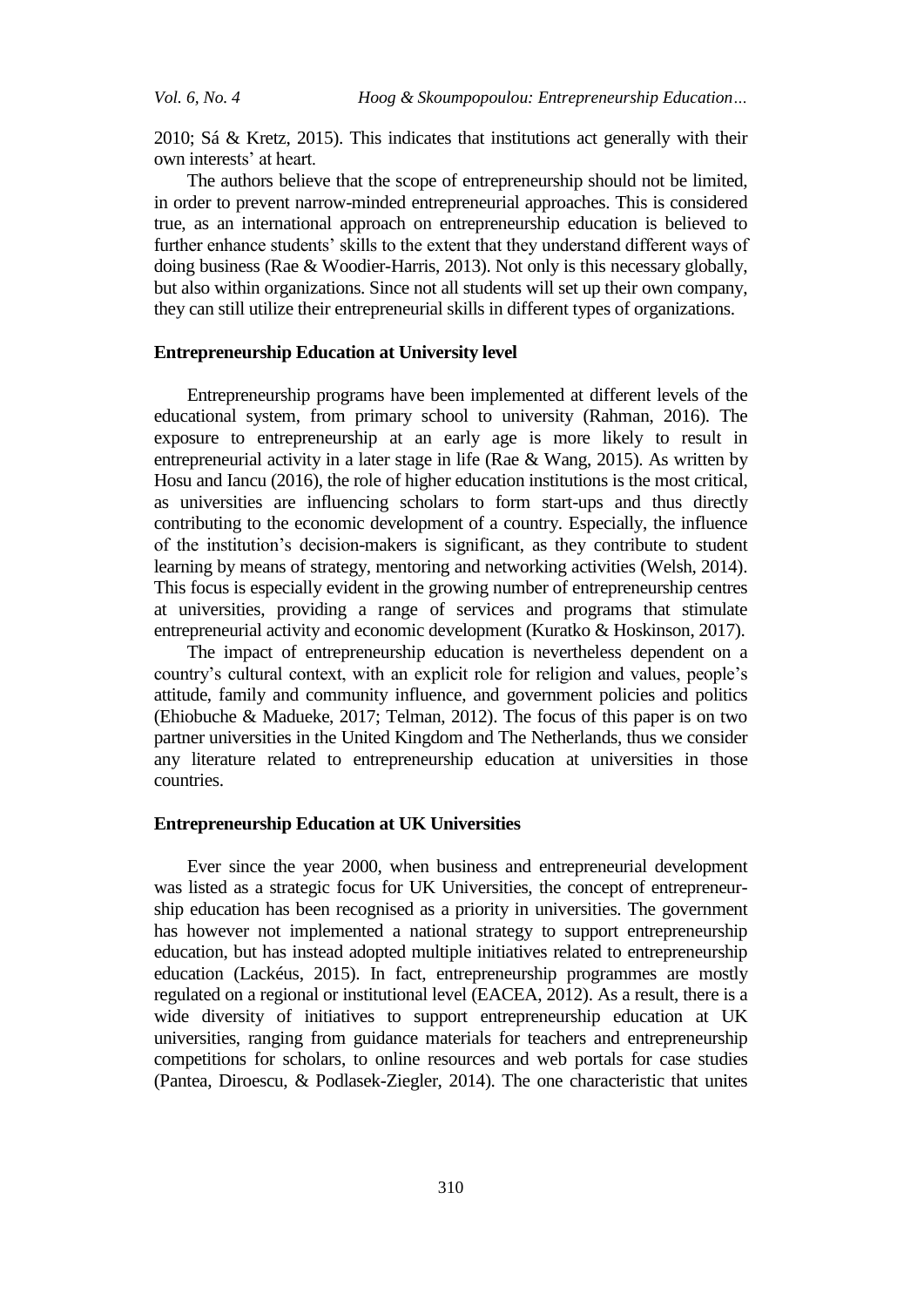2010; Sá & Kretz, 2015). This indicates that institutions act generally with their own interests' at heart.

The authors believe that the scope of entrepreneurship should not be limited, in order to prevent narrow-minded entrepreneurial approaches. This is considered true, as an international approach on entrepreneurship education is believed to further enhance students' skills to the extent that they understand different ways of doing business (Rae & Woodier-Harris, 2013). Not only is this necessary globally, but also within organizations. Since not all students will set up their own company, they can still utilize their entrepreneurial skills in different types of organizations.

### Entrepreneurship Education at University level

Entrepreneurship programs have been implemented at different levels of the educational system, from primary school to university (Rahman, 2016). The exposure to entrepreneurship at an early age is more likely to result in entrepreneurial activity in a later stage in life (Rae & Wang, 2015). As written by Hosu and Iancu (2016), the role of higher education institutions is the most critical, as universities are influencing scholars to form start-ups and thus directly contributing to the economic development of a country. Especially, the influence of the institution's decision-makers is significant, as they contribute to student learning by means of strategy, mentoring and networking activities (Welsh, 2014). This focus is especially evident in the growing number of entrepreneurship centres at universities, providing a range of services and programs that stimulate entrepreneurial activity and economic development (Kuratko & Hoskinson, 2017).

The impact of entrepreneurship education is nevertheless dependent on a country's cultural context, with an explicit role for religion and values, people's attitude, family and community influence, and government policies and politics (Ehiobuche & Madueke, 2017; Telman, 2012). The focus of this paper is on two partner universities in the United Kingdom and The Netherlands, thus we consider any literature related to entrepreneurship education at universities in those countries.

### Entrepreneurship Education at UK Universities

Ever since the year 2000, when business and entrepreneurial development was listed as a strategic focus for UK Universities, the concept of entrepreneurship education has been recognised as a priority in universities. The government has however not implemented a national strategy to support entrepreneurship education, but has instead adopted multiple initiatives related to entrepreneurship education (Lackéus, 2015). In fact, entrepreneurship programmes are mostly regulated on a regional or institutional level (EACEA, 2012). As a result, there is a wide diversity of initiatives to support entrepreneurship education at UK universities, ranging from guidance materials for teachers and entrepreneurship competitions for scholars, to online resources and web portals for case studies (Pantea, Diroescu, & Podlasek-Ziegler, 2014). The one characteristic that unites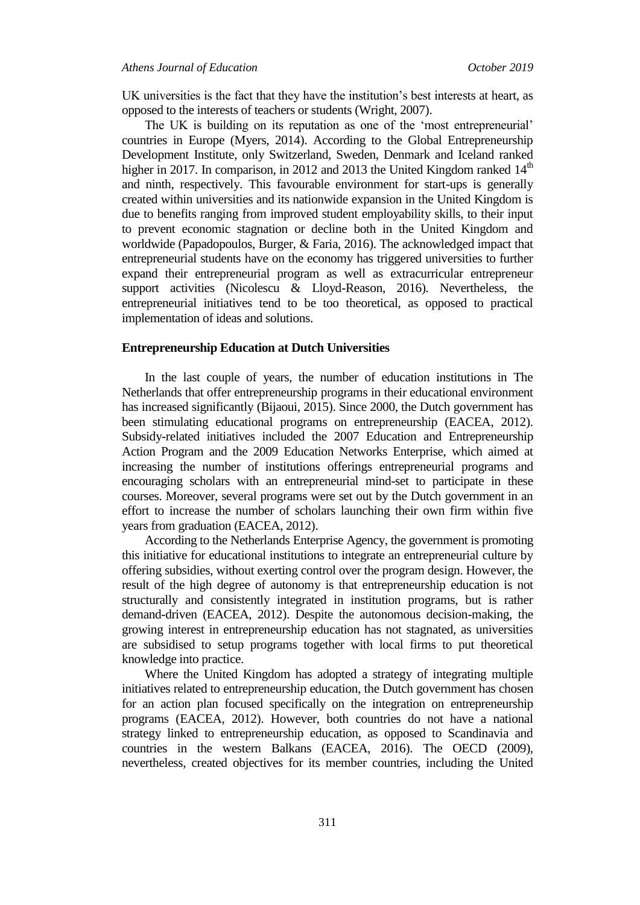UK universities is the fact that they have the institution's best interests at heart, as opposed to the interests of teachers or students (Wright, 2007).

The UK is building on its reputation as one of the 'most entrepreneurial' countries in Europe (Myers, 2014). According to the Global Entrepreneurship Development Institute, only Switzerland, Sweden, Denmark and Iceland ranked higher in 2017. In comparison, in 2012 and 2013 the United Kingdom ranked 14th and ninth, respectively. This favourable environment for start-ups is generally created within universities and its nationwide expansion in the United Kingdom is due to benefits ranging from improved student employability skills, to their input to prevent economic stagnation or decline both in the United Kingdom and worldwide (Papadopoulos, Burger, & Faria, 2016). The acknowledged impact that entrepreneurial students have on the economy has triggered universities to further expand their entrepreneurial program as well as extracurricular entrepreneur support activities (Nicolescu & Lloyd-Reason, 2016). Nevertheless, the entrepreneurial initiatives tend to be too theoretical, as opposed to practical implementation of ideas and solutions.

### Entrepreneurship Education at Dutch Universities

In the last couple of years, the number of education institutions in The Netherlands that offer entrepreneurship programs in their educational environment has increased significantly (Bijaoui, 2015). Since 2000, the Dutch government has been stimulating educational programs on entrepreneurship (EACEA, 2012). Subsidy-related initiatives included the 2007 Education and Entrepreneurship Action Program and the 2009 Education Networks Enterprise, which aimed at increasing the number of institutions offerings entrepreneurial programs and encouraging scholars with an entrepreneurial mind-set to participate in these courses. Moreover, several programs were set out by the Dutch government in an effort to increase the number of scholars launching their own firm within five years from graduation (EACEA, 2012).

According to the Netherlands Enterprise Agency, the government is promoting this initiative for educational institutions to integrate an entrepreneurial culture by offering subsidies, without exerting control over the program design. However, the result of the high degree of autonomy is that entrepreneurship education is not structurally and consistently integrated in institution programs, but is rather demand-driven (EACEA, 2012). Despite the autonomous decision-making, the growing interest in entrepreneurship education has not stagnated, as universities are subsidised to setup programs together with local firms to put theoretical knowledge into practice.

Where the United Kingdom has adopted a strategy of integrating multiple initiatives related to entrepreneurship education, the Dutch government has chosen for an action plan focused specifically on the integration on entrepreneurship programs (EACEA, 2012). However, both countries do not have a national strategy linked to entrepreneurship education, as opposed to Scandinavia and countries in the western Balkans (EACEA, 2016). The OECD (2009), nevertheless, created objectives for its member countries, including the United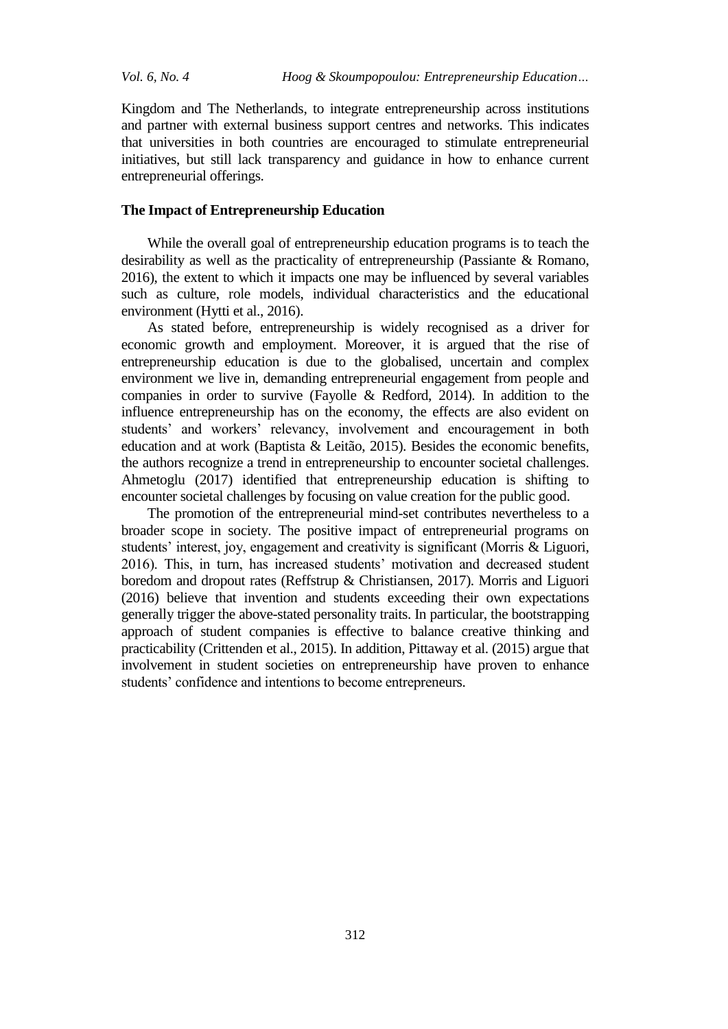Kingdom and The Netherlands, to integrate entrepreneurship across institutions and partner with external business support centres and networks. This indicates that universities in both countries are encouraged to stimulate entrepreneurial initiatives, but still lack transparency and guidance in how to enhance current entrepreneurial offerings.

## The Impact of Entrepreneurship Education

While the overall goal of entrepreneurship education programs is to teach the desirability as well as the practicality of entrepreneurship (Passiante & Romano, 2016), the extent to which it impacts one may be influenced by several variables such as culture, role models, individual characteristics and the educational environment (Hytti et al., 2016).

As stated before, entrepreneurship is widely recognised as a driver for economic growth and employment. Moreover, it is argued that the rise of entrepreneurship education is due to the globalised, uncertain and complex environment we live in, demanding entrepreneurial engagement from people and companies in order to survive (Fayolle & Redford, 2014). In addition to the influence entrepreneurship has on the economy, the effects are also evident on students' and workers' relevancy, involvement and encouragement in both education and at work (Baptista & Leitão, 2015). Besides the economic benefits, the authors recognize a trend in entrepreneurship to encounter societal challenges. Ahmetoglu (2017) identified that entrepreneurship education is shifting to encounter societal challenges by focusing on value creation for the public good.

The promotion of the entrepreneurial mind-set contributes nevertheless to a broader scope in society. The positive impact of entrepreneurial programs on students' interest, joy, engagement and creativity is significant (Morris & Liguori, 2016). This, in turn, has increased students' motivation and decreased student boredom and dropout rates (Reffstrup & Christiansen, 2017). Morris and Liguori (2016) believe that invention and students exceeding their own expectations generally trigger the above-stated personality traits. In particular, the bootstrapping approach of student companies is effective to balance creative thinking and practicability (Crittenden et al., 2015). In addition, Pittaway et al. (2015) argue that involvement in student societies on entrepreneurship have proven to enhance students' confidence and intentions to become entrepreneurs.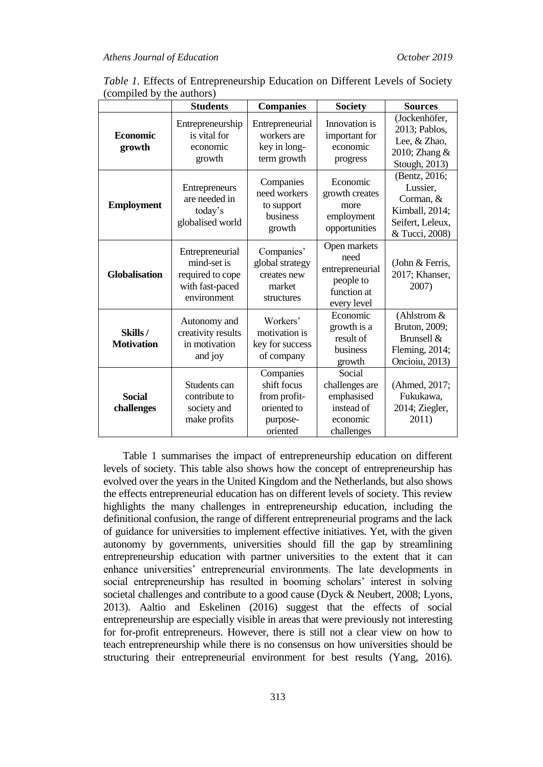*Table 1.* Effects of Entrepreneurship Education on Different Levels of Society (compiled by the authors)

| | Students | Companies | Society | Sources |
|---|---|---|---|---|
| **Economic growth** | Entrepreneurship is vital for economic growth | Entrepreneurial workers are key in long-term growth | Innovation is important for economic progress | (Jockenhöfer, 2013; Pablos, Lee, & Zhao, 2010; Zhang & Stough, 2013) |
| **Employment** | Entrepreneurs are needed in today's globalised world | Companies need workers to support business growth | Economic growth creates more employment opportunities | (Bentz, 2016; Lussier, Corman, & Kimball, 2014; Seifert, Leleux, & Tucci, 2008) |
| **Globalisation** | Entrepreneurial mind-set is required to cope with fast-paced environment | Companies' global strategy creates new market structures | Open markets need entrepreneurial people to function at every level | (John & Ferris, 2017; Khanser, 2007) |
| **Skills / Motivation** | Autonomy and creativity results in motivation and joy | Workers' motivation is key for success of company | Economic growth is a result of business growth | (Ahlstrom & Bruton, 2009; Brunsell & Fleming, 2014; Oncioiu, 2013) |
| **Social challenges** | Students can contribute to society and make profits | Companies shift focus from profit-oriented to purpose-oriented | Social challenges are emphasised instead of economic challenges | (Ahmed, 2017; Fukukawa, 2014; Ziegler, 2011) |

Table 1 summarises the impact of entrepreneurship education on different levels of society. This table also shows how the concept of entrepreneurship has evolved over the years in the United Kingdom and the Netherlands, but also shows the effects entrepreneurial education has on different levels of society. This review highlights the many challenges in entrepreneurship education, including the definitional confusion, the range of different entrepreneurial programs and the lack of guidance for universities to implement effective initiatives. Yet, with the given autonomy by governments, universities should fill the gap by streamlining entrepreneurship education with partner universities to the extent that it can enhance universities' entrepreneurial environments. The late developments in social entrepreneurship has resulted in booming scholars' interest in solving societal challenges and contribute to a good cause (Dyck & Neubert, 2008; Lyons, 2013). Aaltio and Eskelinen (2016) suggest that the effects of social entrepreneurship are especially visible in areas that were previously not interesting for for-profit entrepreneurs. However, there is still not a clear view on how to teach entrepreneurship while there is no consensus on how universities should be structuring their entrepreneurial environment for best results (Yang, 2016).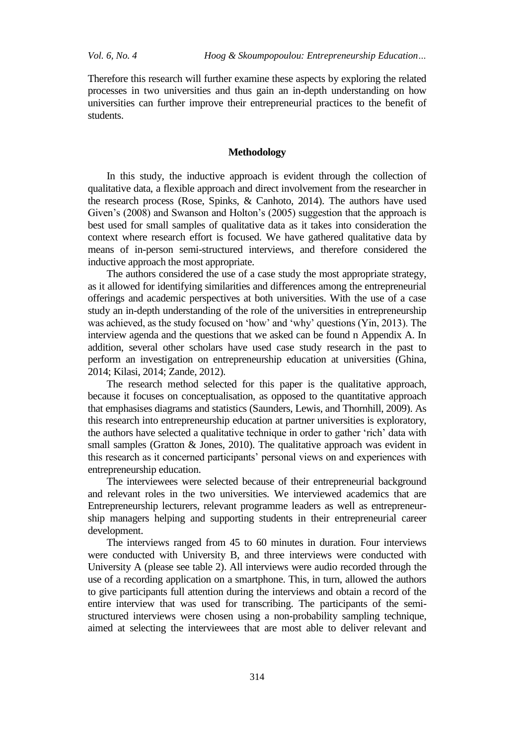Therefore this research will further examine these aspects by exploring the related processes in two universities and thus gain an in-depth understanding on how universities can further improve their entrepreneurial practices to the benefit of students.

## Methodology

In this study, the inductive approach is evident through the collection of qualitative data, a flexible approach and direct involvement from the researcher in the research process (Rose, Spinks, & Canhoto, 2014). The authors have used Given's (2008) and Swanson and Holton's (2005) suggestion that the approach is best used for small samples of qualitative data as it takes into consideration the context where research effort is focused. We have gathered qualitative data by means of in-person semi-structured interviews, and therefore considered the inductive approach the most appropriate.

The authors considered the use of a case study the most appropriate strategy, as it allowed for identifying similarities and differences among the entrepreneurial offerings and academic perspectives at both universities. With the use of a case study an in-depth understanding of the role of the universities in entrepreneurship was achieved, as the study focused on 'how' and 'why' questions (Yin, 2013). The interview agenda and the questions that we asked can be found n Appendix A. In addition, several other scholars have used case study research in the past to perform an investigation on entrepreneurship education at universities (Ghina, 2014; Kilasi, 2014; Zande, 2012).

The research method selected for this paper is the qualitative approach, because it focuses on conceptualisation, as opposed to the quantitative approach that emphasises diagrams and statistics (Saunders, Lewis, and Thornhill, 2009). As this research into entrepreneurship education at partner universities is exploratory, the authors have selected a qualitative technique in order to gather 'rich' data with small samples (Gratton & Jones, 2010). The qualitative approach was evident in this research as it concerned participants' personal views on and experiences with entrepreneurship education.

The interviewees were selected because of their entrepreneurial background and relevant roles in the two universities. We interviewed academics that are Entrepreneurship lecturers, relevant programme leaders as well as entrepreneurship managers helping and supporting students in their entrepreneurial career development.

The interviews ranged from 45 to 60 minutes in duration. Four interviews were conducted with University B, and three interviews were conducted with University A (please see table 2). All interviews were audio recorded through the use of a recording application on a smartphone. This, in turn, allowed the authors to give participants full attention during the interviews and obtain a record of the entire interview that was used for transcribing. The participants of the semi-structured interviews were chosen using a non-probability sampling technique, aimed at selecting the interviewees that are most able to deliver relevant and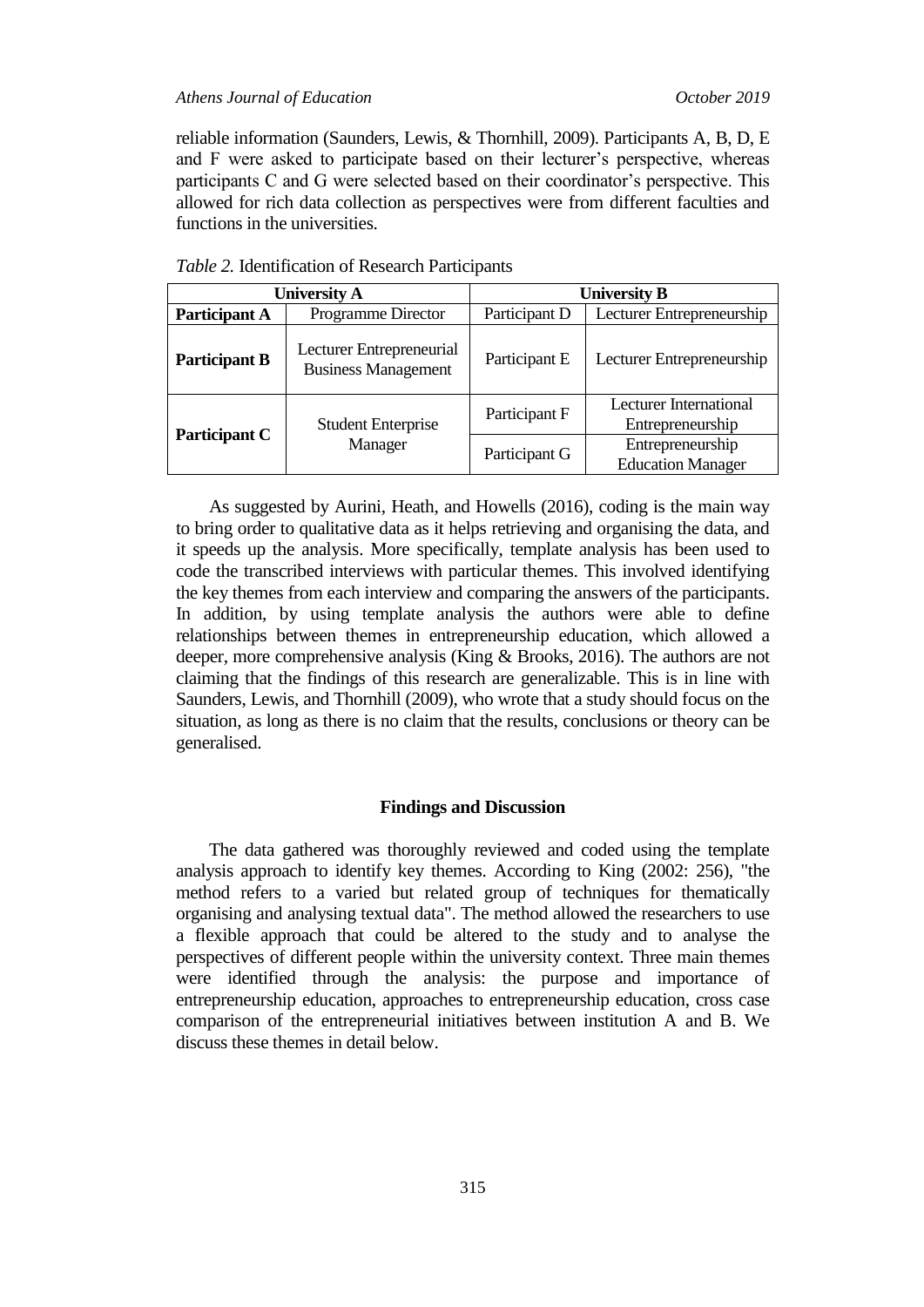reliable information (Saunders, Lewis, & Thornhill, 2009). Participants A, B, D, E and F were asked to participate based on their lecturer's perspective, whereas participants C and G were selected based on their coordinator's perspective. This allowed for rich data collection as perspectives were from different faculties and functions in the universities.

*Table 2.* Identification of Research Participants

| University A | | University B | |
|---|---|---|---|
| **Participant A** | Programme Director | Participant D | Lecturer Entrepreneurship |
| **Participant B** | Lecturer Entrepreneurial Business Management | Participant E | Lecturer Entrepreneurship |
| **Participant C** | Student Enterprise Manager | Participant F | Lecturer International Entrepreneurship |
| | | Participant G | Entrepreneurship Education Manager |

As suggested by Aurini, Heath, and Howells (2016), coding is the main way to bring order to qualitative data as it helps retrieving and organising the data, and it speeds up the analysis. More specifically, template analysis has been used to code the transcribed interviews with particular themes. This involved identifying the key themes from each interview and comparing the answers of the participants. In addition, by using template analysis the authors were able to define relationships between themes in entrepreneurship education, which allowed a deeper, more comprehensive analysis (King & Brooks, 2016). The authors are not claiming that the findings of this research are generalizable. This is in line with Saunders, Lewis, and Thornhill (2009), who wrote that a study should focus on the situation, as long as there is no claim that the results, conclusions or theory can be generalised.

## Findings and Discussion

The data gathered was thoroughly reviewed and coded using the template analysis approach to identify key themes. According to King (2002: 256), "the method refers to a varied but related group of techniques for thematically organising and analysing textual data". The method allowed the researchers to use a flexible approach that could be altered to the study and to analyse the perspectives of different people within the university context. Three main themes were identified through the analysis: the purpose and importance of entrepreneurship education, approaches to entrepreneurship education, cross case comparison of the entrepreneurial initiatives between institution A and B. We discuss these themes in detail below.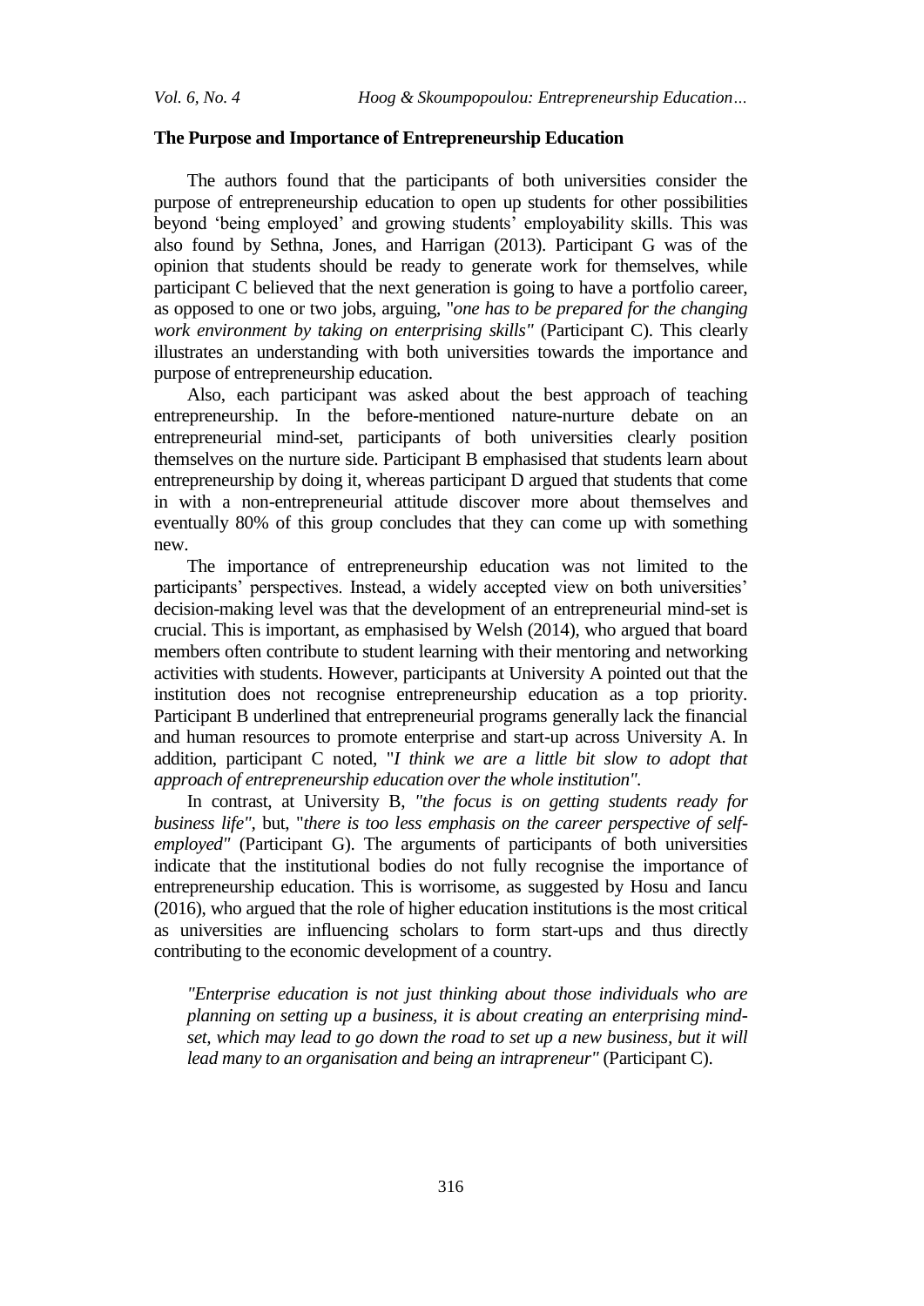### The Purpose and Importance of Entrepreneurship Education

The authors found that the participants of both universities consider the purpose of entrepreneurship education to open up students for other possibilities beyond 'being employed' and growing students' employability skills. This was also found by Sethna, Jones, and Harrigan (2013). Participant G was of the opinion that students should be ready to generate work for themselves, while participant C believed that the next generation is going to have a portfolio career, as opposed to one or two jobs, arguing, "*one has to be prepared for the changing work environment by taking on enterprising skills"* (Participant C). This clearly illustrates an understanding with both universities towards the importance and purpose of entrepreneurship education.

Also, each participant was asked about the best approach of teaching entrepreneurship. In the before-mentioned nature-nurture debate on an entrepreneurial mind-set, participants of both universities clearly position themselves on the nurture side. Participant B emphasised that students learn about entrepreneurship by doing it, whereas participant D argued that students that come in with a non-entrepreneurial attitude discover more about themselves and eventually 80% of this group concludes that they can come up with something new.

The importance of entrepreneurship education was not limited to the participants' perspectives. Instead, a widely accepted view on both universities' decision-making level was that the development of an entrepreneurial mind-set is crucial. This is important, as emphasised by Welsh (2014), who argued that board members often contribute to student learning with their mentoring and networking activities with students. However, participants at University A pointed out that the institution does not recognise entrepreneurship education as a top priority. Participant B underlined that entrepreneurial programs generally lack the financial and human resources to promote enterprise and start-up across University A. In addition, participant C noted, "*I think we are a little bit slow to adopt that approach of entrepreneurship education over the whole institution"*.

In contrast, at University B, *"the focus is on getting students ready for business life"*, but, "*there is too less emphasis on the career perspective of self-employed"* (Participant G). The arguments of participants of both universities indicate that the institutional bodies do not fully recognise the importance of entrepreneurship education. This is worrisome, as suggested by Hosu and Iancu (2016), who argued that the role of higher education institutions is the most critical as universities are influencing scholars to form start-ups and thus directly contributing to the economic development of a country.

> *"Enterprise education is not just thinking about those individuals who are planning on setting up a business, it is about creating an enterprising mind-set, which may lead to go down the road to set up a new business, but it will lead many to an organisation and being an intrapreneur"* (Participant C).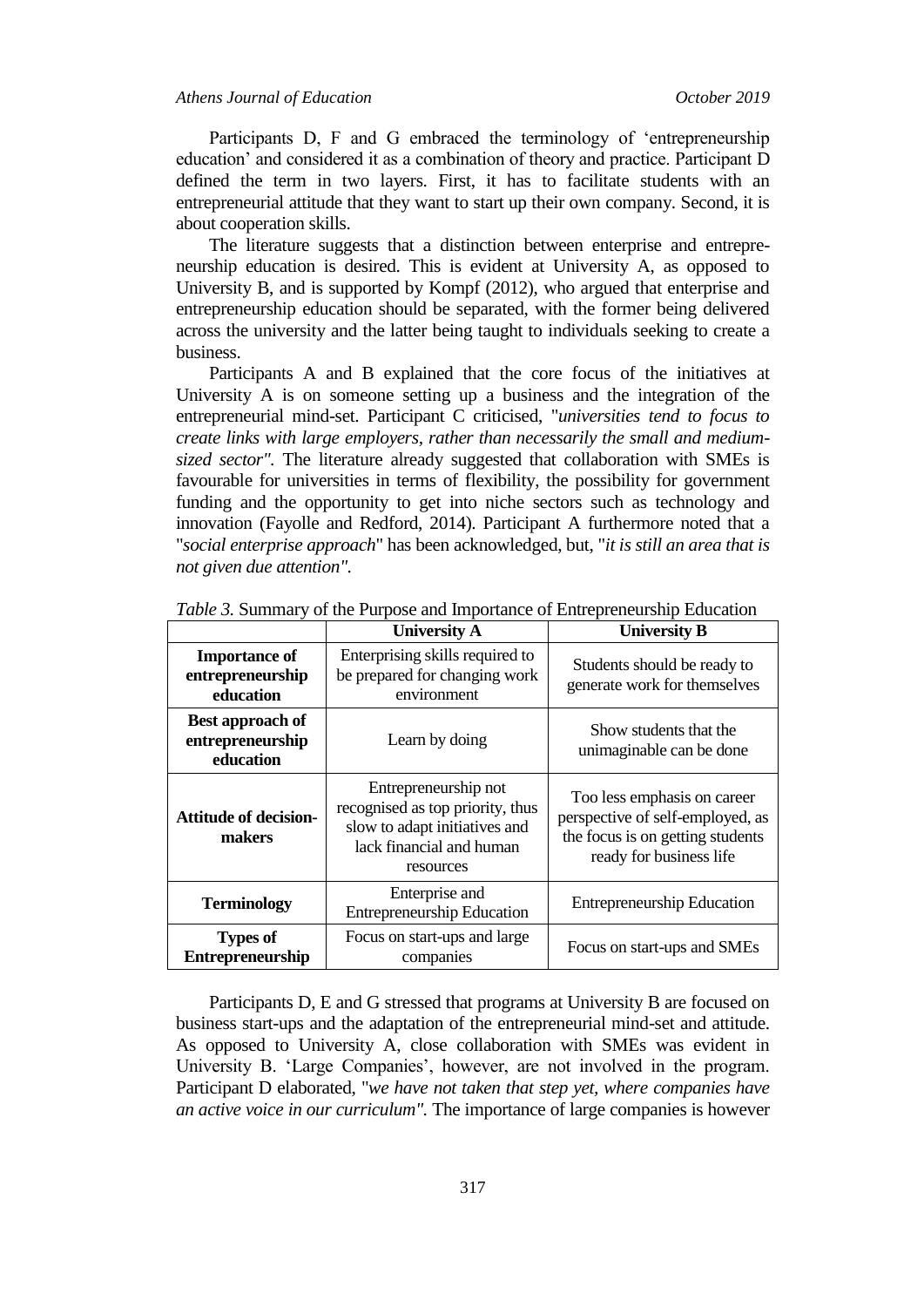Participants D, F and G embraced the terminology of 'entrepreneurship education' and considered it as a combination of theory and practice. Participant D defined the term in two layers. First, it has to facilitate students with an entrepreneurial attitude that they want to start up their own company. Second, it is about cooperation skills.

The literature suggests that a distinction between enterprise and entrepreneurship education is desired. This is evident at University A, as opposed to University B, and is supported by Kompf (2012), who argued that enterprise and entrepreneurship education should be separated, with the former being delivered across the university and the latter being taught to individuals seeking to create a business.

Participants A and B explained that the core focus of the initiatives at University A is on someone setting up a business and the integration of the entrepreneurial mind-set. Participant C criticised, "*universities tend to focus to create links with large employers, rather than necessarily the small and medium-sized sector"*. The literature already suggested that collaboration with SMEs is favourable for universities in terms of flexibility, the possibility for government funding and the opportunity to get into niche sectors such as technology and innovation (Fayolle and Redford, 2014). Participant A furthermore noted that a "*social enterprise approach*" has been acknowledged, but, "*it is still an area that is not given due attention"*.

*Table 3.* Summary of the Purpose and Importance of Entrepreneurship Education

| | **University A** | **University B** |
|---|---|---|
| **Importance of entrepreneurship education** | Enterprising skills required to be prepared for changing work environment | Students should be ready to generate work for themselves |
| **Best approach of entrepreneurship education** | Learn by doing | Show students that the unimaginable can be done |
| **Attitude of decision-makers** | Entrepreneurship not recognised as top priority, thus slow to adapt initiatives and lack financial and human resources | Too less emphasis on career perspective of self-employed, as the focus is on getting students ready for business life |
| **Terminology** | Enterprise and Entrepreneurship Education | Entrepreneurship Education |
| **Types of Entrepreneurship** | Focus on start-ups and large companies | Focus on start-ups and SMEs |

Participants D, E and G stressed that programs at University B are focused on business start-ups and the adaptation of the entrepreneurial mind-set and attitude. As opposed to University A, close collaboration with SMEs was evident in University B. 'Large Companies', however, are not involved in the program. Participant D elaborated, "*we have not taken that step yet, where companies have an active voice in our curriculum"*. The importance of large companies is however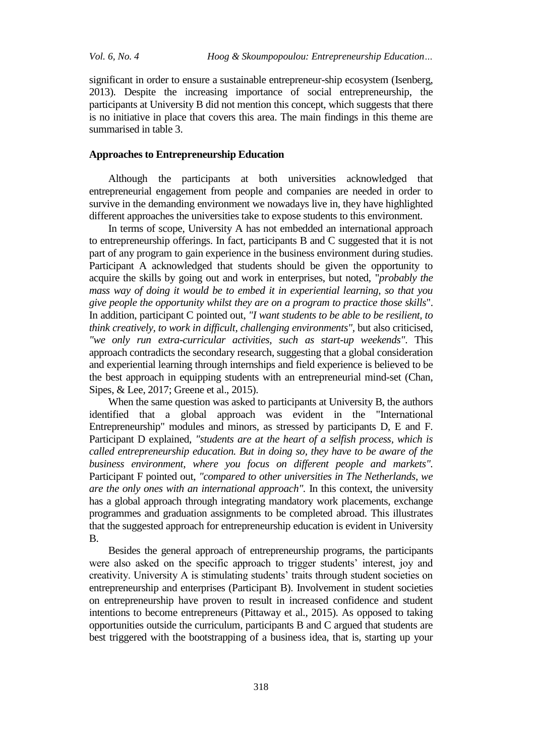significant in order to ensure a sustainable entrepreneur-ship ecosystem (Isenberg, 2013). Despite the increasing importance of social entrepreneurship, the participants at University B did not mention this concept, which suggests that there is no initiative in place that covers this area. The main findings in this theme are summarised in table 3.

## Approaches to Entrepreneurship Education

Although the participants at both universities acknowledged that entrepreneurial engagement from people and companies are needed in order to survive in the demanding environment we nowadays live in, they have highlighted different approaches the universities take to expose students to this environment.

In terms of scope, University A has not embedded an international approach to entrepreneurship offerings. In fact, participants B and C suggested that it is not part of any program to gain experience in the business environment during studies. Participant A acknowledged that students should be given the opportunity to acquire the skills by going out and work in enterprises, but noted, "*probably the mass way of doing it would be to embed it in experiential learning, so that you give people the opportunity whilst they are on a program to practice those skills*". In addition, participant C pointed out, *"I want students to be able to be resilient, to think creatively, to work in difficult, challenging environments"*, but also criticised, *"we only run extra-curricular activities, such as start-up weekends"*. This approach contradicts the secondary research, suggesting that a global consideration and experiential learning through internships and field experience is believed to be the best approach in equipping students with an entrepreneurial mind-set (Chan, Sipes, & Lee, 2017; Greene et al., 2015).

When the same question was asked to participants at University B, the authors identified that a global approach was evident in the "International Entrepreneurship" modules and minors, as stressed by participants D, E and F. Participant D explained, *"students are at the heart of a selfish process, which is called entrepreneurship education. But in doing so, they have to be aware of the business environment, where you focus on different people and markets"*. Participant F pointed out, *"compared to other universities in The Netherlands, we are the only ones with an international approach"*. In this context, the university has a global approach through integrating mandatory work placements, exchange programmes and graduation assignments to be completed abroad. This illustrates that the suggested approach for entrepreneurship education is evident in University B.

Besides the general approach of entrepreneurship programs, the participants were also asked on the specific approach to trigger students' interest, joy and creativity. University A is stimulating students' traits through student societies on entrepreneurship and enterprises (Participant B). Involvement in student societies on entrepreneurship have proven to result in increased confidence and student intentions to become entrepreneurs (Pittaway et al., 2015). As opposed to taking opportunities outside the curriculum, participants B and C argued that students are best triggered with the bootstrapping of a business idea, that is, starting up your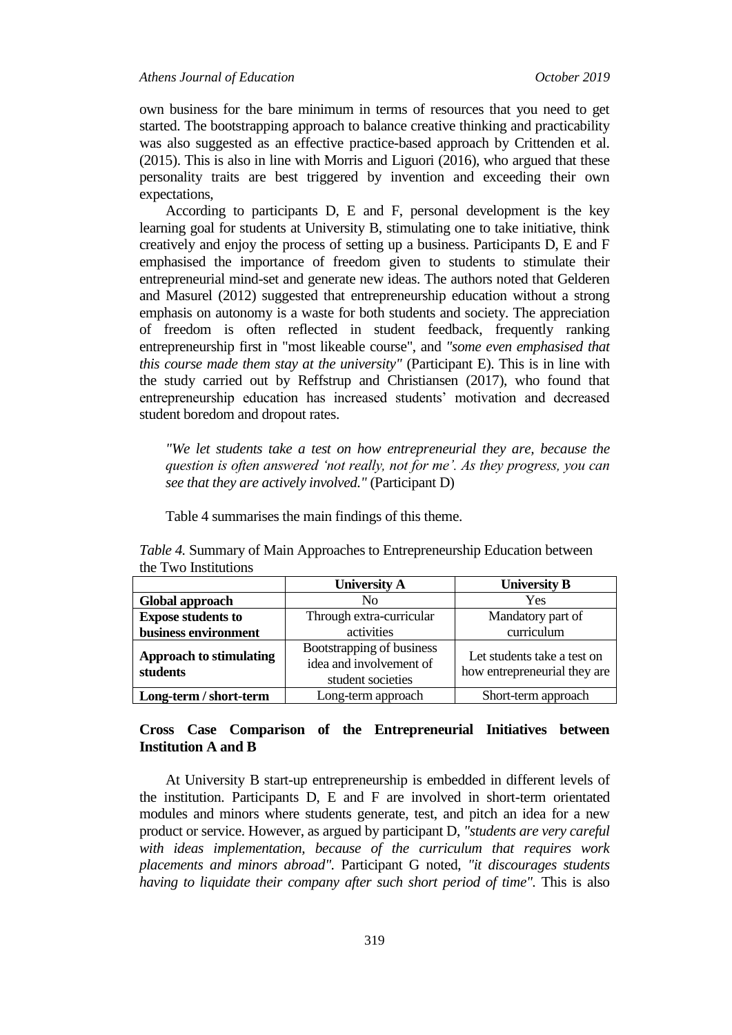own business for the bare minimum in terms of resources that you need to get started. The bootstrapping approach to balance creative thinking and practicability was also suggested as an effective practice-based approach by Crittenden et al. (2015). This is also in line with Morris and Liguori (2016), who argued that these personality traits are best triggered by invention and exceeding their own expectations,

According to participants D, E and F, personal development is the key learning goal for students at University B, stimulating one to take initiative, think creatively and enjoy the process of setting up a business. Participants D, E and F emphasised the importance of freedom given to students to stimulate their entrepreneurial mind-set and generate new ideas. The authors noted that Gelderen and Masurel (2012) suggested that entrepreneurship education without a strong emphasis on autonomy is a waste for both students and society. The appreciation of freedom is often reflected in student feedback, frequently ranking entrepreneurship first in "most likeable course", and *"some even emphasised that this course made them stay at the university"* (Participant E). This is in line with the study carried out by Reffstrup and Christiansen (2017), who found that entrepreneurship education has increased students' motivation and decreased student boredom and dropout rates.

> *"We let students take a test on how entrepreneurial they are, because the question is often answered 'not really, not for me'. As they progress, you can see that they are actively involved."* (Participant D)

Table 4 summarises the main findings of this theme.

*Table 4.* Summary of Main Approaches to Entrepreneurship Education between the Two Institutions

| | **University A** | **University B** |
|---|---|---|
| **Global approach** | No | Yes |
| **Expose students to business environment** | Through extra-curricular activities | Mandatory part of curriculum |
| **Approach to stimulating students** | Bootstrapping of business idea and involvement of student societies | Let students take a test on how entrepreneurial they are |
| **Long-term / short-term** | Long-term approach | Short-term approach |

### Cross Case Comparison of the Entrepreneurial Initiatives between Institution A and B

At University B start-up entrepreneurship is embedded in different levels of the institution. Participants D, E and F are involved in short-term orientated modules and minors where students generate, test, and pitch an idea for a new product or service. However, as argued by participant D, *"students are very careful with ideas implementation, because of the curriculum that requires work placements and minors abroad".* Participant G noted, *"it discourages students having to liquidate their company after such short period of time".* This is also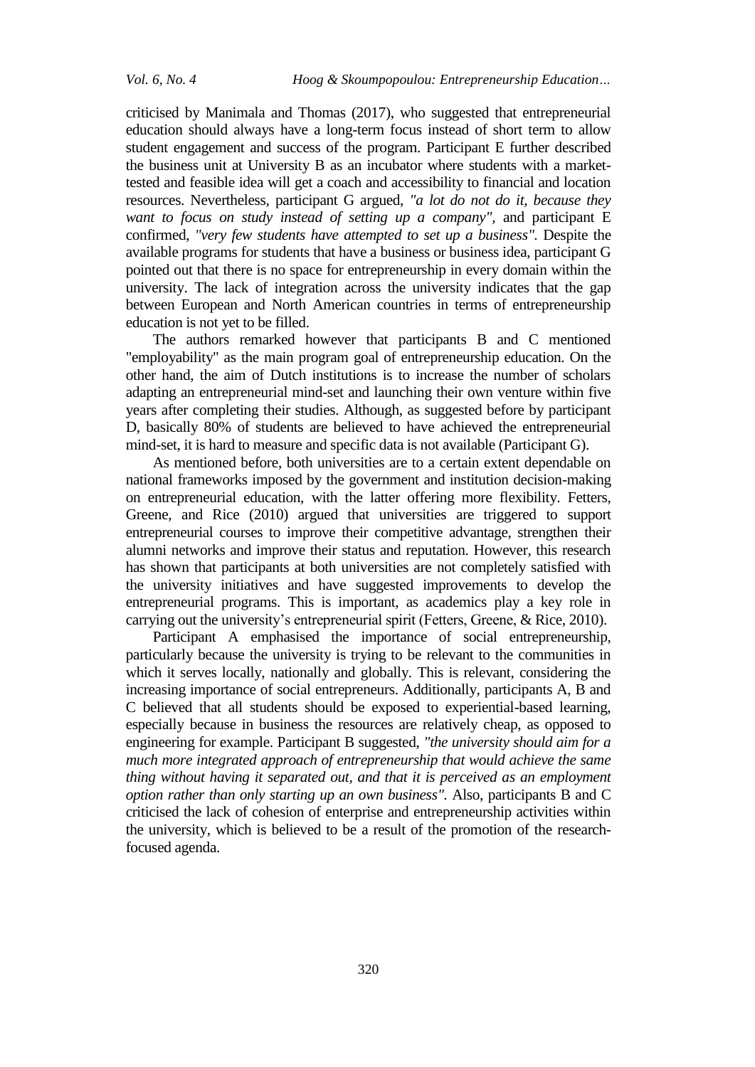criticised by Manimala and Thomas (2017), who suggested that entrepreneurial education should always have a long-term focus instead of short term to allow student engagement and success of the program. Participant E further described the business unit at University B as an incubator where students with a market-tested and feasible idea will get a coach and accessibility to financial and location resources. Nevertheless, participant G argued, *"a lot do not do it, because they want to focus on study instead of setting up a company"*, and participant E confirmed, *"very few students have attempted to set up a business"*. Despite the available programs for students that have a business or business idea, participant G pointed out that there is no space for entrepreneurship in every domain within the university. The lack of integration across the university indicates that the gap between European and North American countries in terms of entrepreneurship education is not yet to be filled.

The authors remarked however that participants B and C mentioned "employability" as the main program goal of entrepreneurship education. On the other hand, the aim of Dutch institutions is to increase the number of scholars adapting an entrepreneurial mind-set and launching their own venture within five years after completing their studies. Although, as suggested before by participant D, basically 80% of students are believed to have achieved the entrepreneurial mind-set, it is hard to measure and specific data is not available (Participant G).

As mentioned before, both universities are to a certain extent dependable on national frameworks imposed by the government and institution decision-making on entrepreneurial education, with the latter offering more flexibility. Fetters, Greene, and Rice (2010) argued that universities are triggered to support entrepreneurial courses to improve their competitive advantage, strengthen their alumni networks and improve their status and reputation. However, this research has shown that participants at both universities are not completely satisfied with the university initiatives and have suggested improvements to develop the entrepreneurial programs. This is important, as academics play a key role in carrying out the university's entrepreneurial spirit (Fetters, Greene, & Rice, 2010).

Participant A emphasised the importance of social entrepreneurship, particularly because the university is trying to be relevant to the communities in which it serves locally, nationally and globally. This is relevant, considering the increasing importance of social entrepreneurs. Additionally, participants A, B and C believed that all students should be exposed to experiential-based learning, especially because in business the resources are relatively cheap, as opposed to engineering for example. Participant B suggested, *"the university should aim for a much more integrated approach of entrepreneurship that would achieve the same thing without having it separated out, and that it is perceived as an employment option rather than only starting up an own business"*. Also, participants B and C criticised the lack of cohesion of enterprise and entrepreneurship activities within the university, which is believed to be a result of the promotion of the research-focused agenda.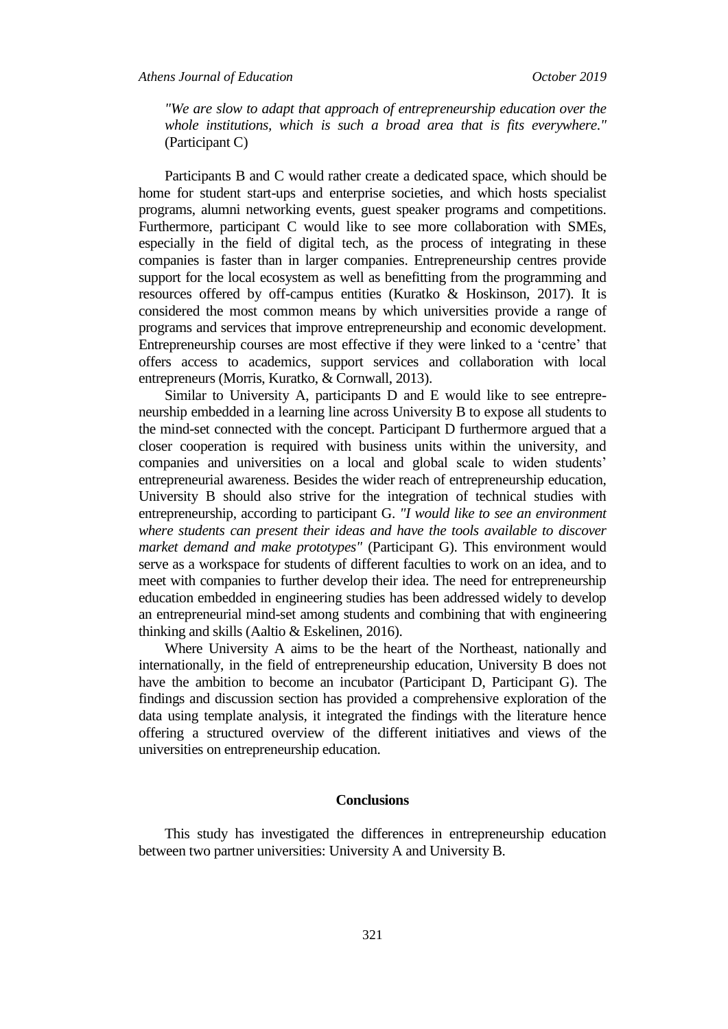*"We are slow to adapt that approach of entrepreneurship education over the whole institutions, which is such a broad area that is fits everywhere."* (Participant C)

Participants B and C would rather create a dedicated space, which should be home for student start-ups and enterprise societies, and which hosts specialist programs, alumni networking events, guest speaker programs and competitions. Furthermore, participant C would like to see more collaboration with SMEs, especially in the field of digital tech, as the process of integrating in these companies is faster than in larger companies. Entrepreneurship centres provide support for the local ecosystem as well as benefitting from the programming and resources offered by off-campus entities (Kuratko & Hoskinson, 2017). It is considered the most common means by which universities provide a range of programs and services that improve entrepreneurship and economic development. Entrepreneurship courses are most effective if they were linked to a 'centre' that offers access to academics, support services and collaboration with local entrepreneurs (Morris, Kuratko, & Cornwall, 2013).

Similar to University A, participants D and E would like to see entrepreneurship embedded in a learning line across University B to expose all students to the mind-set connected with the concept. Participant D furthermore argued that a closer cooperation is required with business units within the university, and companies and universities on a local and global scale to widen students' entrepreneurial awareness. Besides the wider reach of entrepreneurship education, University B should also strive for the integration of technical studies with entrepreneurship, according to participant G. *"I would like to see an environment where students can present their ideas and have the tools available to discover market demand and make prototypes"* (Participant G). This environment would serve as a workspace for students of different faculties to work on an idea, and to meet with companies to further develop their idea. The need for entrepreneurship education embedded in engineering studies has been addressed widely to develop an entrepreneurial mind-set among students and combining that with engineering thinking and skills (Aaltio & Eskelinen, 2016).

Where University A aims to be the heart of the Northeast, nationally and internationally, in the field of entrepreneurship education, University B does not have the ambition to become an incubator (Participant D, Participant G). The findings and discussion section has provided a comprehensive exploration of the data using template analysis, it integrated the findings with the literature hence offering a structured overview of the different initiatives and views of the universities on entrepreneurship education.

## Conclusions

This study has investigated the differences in entrepreneurship education between two partner universities: University A and University B.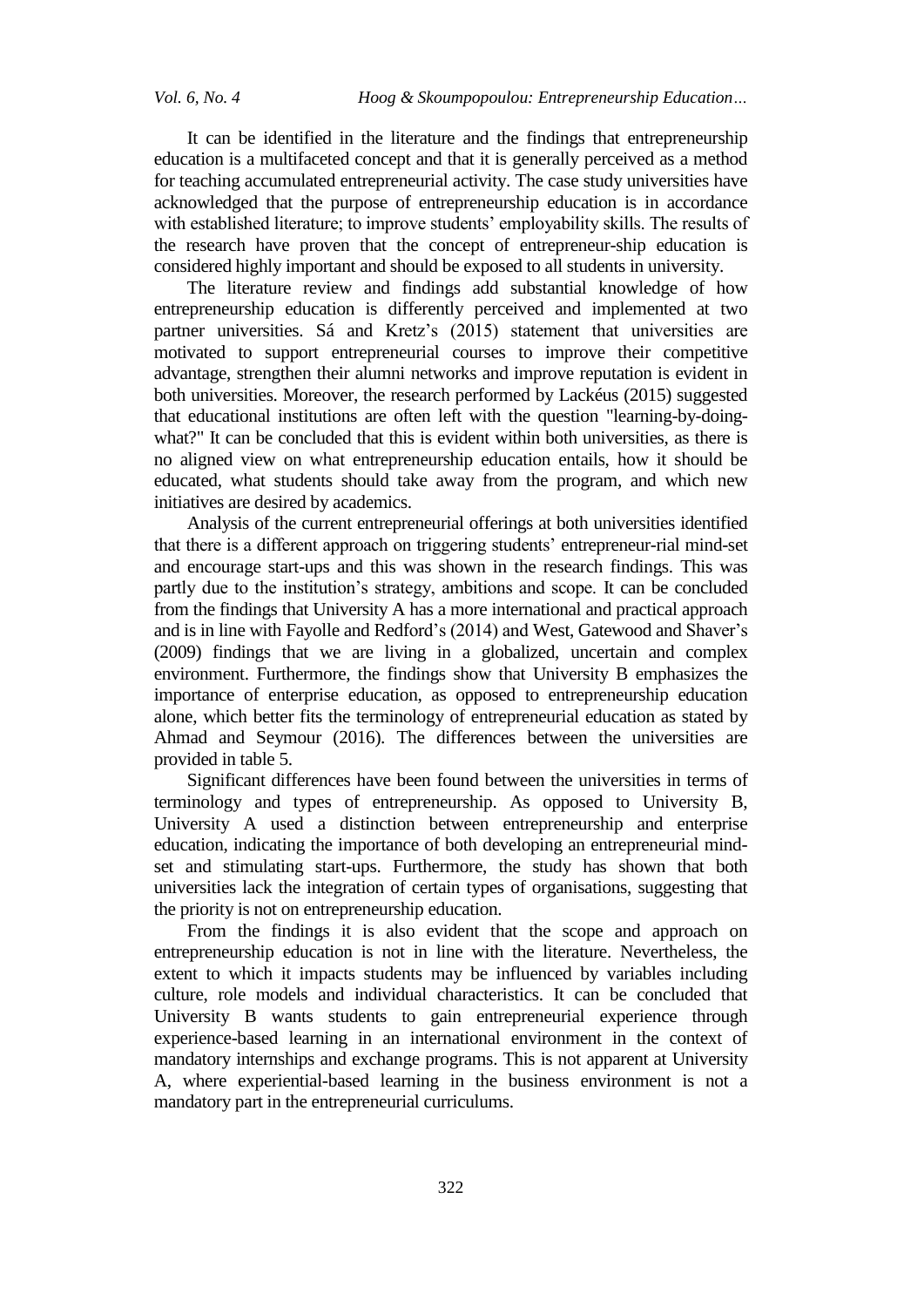It can be identified in the literature and the findings that entrepreneurship education is a multifaceted concept and that it is generally perceived as a method for teaching accumulated entrepreneurial activity. The case study universities have acknowledged that the purpose of entrepreneurship education is in accordance with established literature; to improve students' employability skills. The results of the research have proven that the concept of entrepreneur-ship education is considered highly important and should be exposed to all students in university.

The literature review and findings add substantial knowledge of how entrepreneurship education is differently perceived and implemented at two partner universities. Sá and Kretz's (2015) statement that universities are motivated to support entrepreneurial courses to improve their competitive advantage, strengthen their alumni networks and improve reputation is evident in both universities. Moreover, the research performed by Lackéus (2015) suggested that educational institutions are often left with the question "learning-by-doing-what?" It can be concluded that this is evident within both universities, as there is no aligned view on what entrepreneurship education entails, how it should be educated, what students should take away from the program, and which new initiatives are desired by academics.

Analysis of the current entrepreneurial offerings at both universities identified that there is a different approach on triggering students' entrepreneur-rial mind-set and encourage start-ups and this was shown in the research findings. This was partly due to the institution's strategy, ambitions and scope. It can be concluded from the findings that University A has a more international and practical approach and is in line with Fayolle and Redford's (2014) and West, Gatewood and Shaver's (2009) findings that we are living in a globalized, uncertain and complex environment. Furthermore, the findings show that University B emphasizes the importance of enterprise education, as opposed to entrepreneurship education alone, which better fits the terminology of entrepreneurial education as stated by Ahmad and Seymour (2016). The differences between the universities are provided in table 5.

Significant differences have been found between the universities in terms of terminology and types of entrepreneurship. As opposed to University B, University A used a distinction between entrepreneurship and enterprise education, indicating the importance of both developing an entrepreneurial mind-set and stimulating start-ups. Furthermore, the study has shown that both universities lack the integration of certain types of organisations, suggesting that the priority is not on entrepreneurship education.

From the findings it is also evident that the scope and approach on entrepreneurship education is not in line with the literature. Nevertheless, the extent to which it impacts students may be influenced by variables including culture, role models and individual characteristics. It can be concluded that University B wants students to gain entrepreneurial experience through experience-based learning in an international environment in the context of mandatory internships and exchange programs. This is not apparent at University A, where experiential-based learning in the business environment is not a mandatory part in the entrepreneurial curriculums.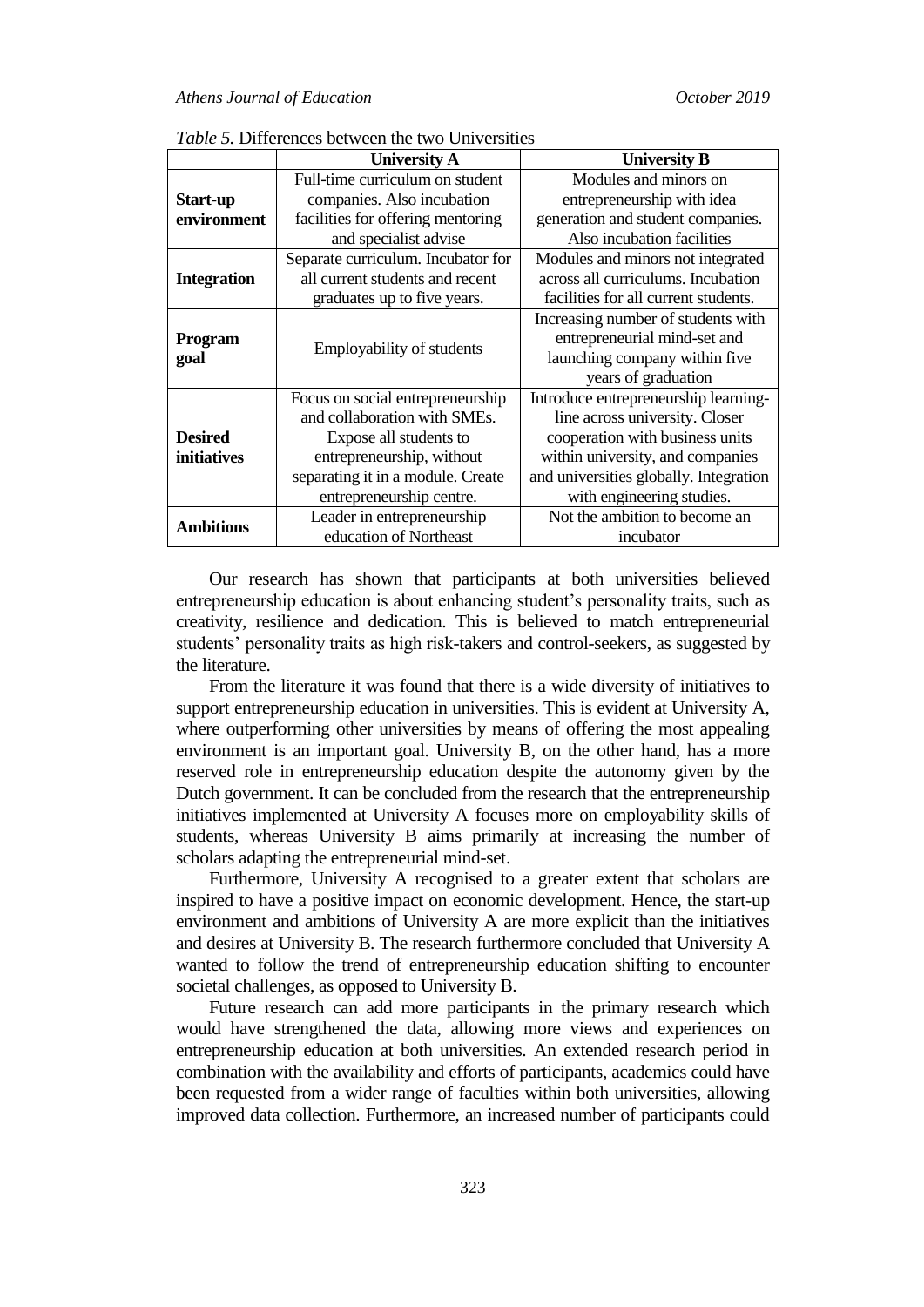*Table 5.* Differences between the two Universities

| | University A | University B |
|---|---|---|
| **Start-up environment** | Full-time curriculum on student companies. Also incubation facilities for offering mentoring and specialist advise | Modules and minors on entrepreneurship with idea generation and student companies. Also incubation facilities |
| **Integration** | Separate curriculum. Incubator for all current students and recent graduates up to five years. | Modules and minors not integrated across all curriculums. Incubation facilities for all current students. |
| **Program goal** | Employability of students | Increasing number of students with entrepreneurial mind-set and launching company within five years of graduation |
| **Desired initiatives** | Focus on social entrepreneurship and collaboration with SMEs. Expose all students to entrepreneurship, without separating it in a module. Create entrepreneurship centre. | Introduce entrepreneurship learning-line across university. Closer cooperation with business units within university, and companies and universities globally. Integration with engineering studies. |
| **Ambitions** | Leader in entrepreneurship education of Northeast | Not the ambition to become an incubator |

Our research has shown that participants at both universities believed entrepreneurship education is about enhancing student's personality traits, such as creativity, resilience and dedication. This is believed to match entrepreneurial students' personality traits as high risk-takers and control-seekers, as suggested by the literature.

From the literature it was found that there is a wide diversity of initiatives to support entrepreneurship education in universities. This is evident at University A, where outperforming other universities by means of offering the most appealing environment is an important goal. University B, on the other hand, has a more reserved role in entrepreneurship education despite the autonomy given by the Dutch government. It can be concluded from the research that the entrepreneurship initiatives implemented at University A focuses more on employability skills of students, whereas University B aims primarily at increasing the number of scholars adapting the entrepreneurial mind-set.

Furthermore, University A recognised to a greater extent that scholars are inspired to have a positive impact on economic development. Hence, the start-up environment and ambitions of University A are more explicit than the initiatives and desires at University B. The research furthermore concluded that University A wanted to follow the trend of entrepreneurship education shifting to encounter societal challenges, as opposed to University B.

Future research can add more participants in the primary research which would have strengthened the data, allowing more views and experiences on entrepreneurship education at both universities. An extended research period in combination with the availability and efforts of participants, academics could have been requested from a wider range of faculties within both universities, allowing improved data collection. Furthermore, an increased number of participants could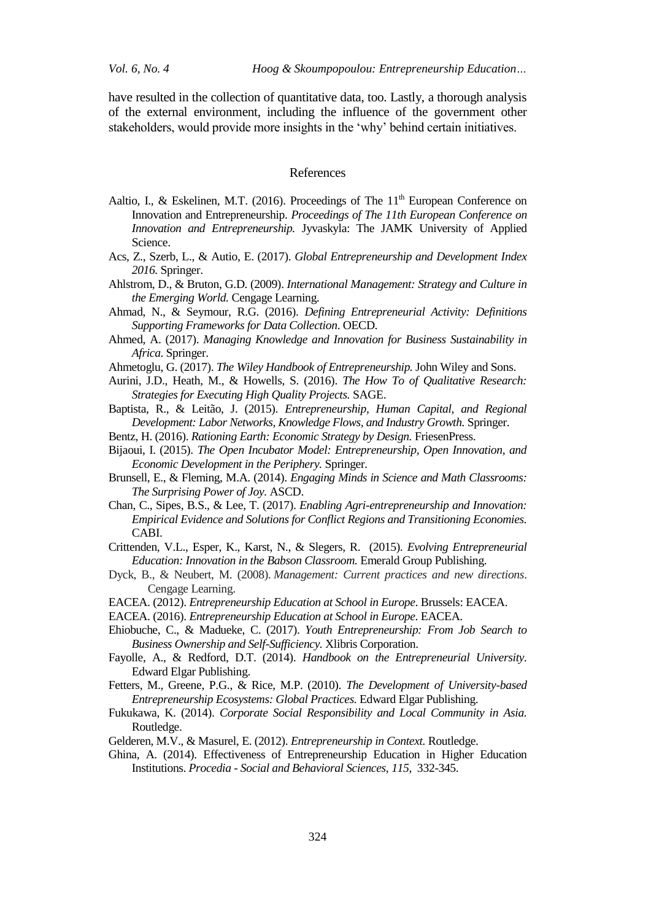have resulted in the collection of quantitative data, too. Lastly, a thorough analysis of the external environment, including the influence of the government other stakeholders, would provide more insights in the 'why' behind certain initiatives.

## References

Aaltio, I., & Eskelinen, M.T. (2016). Proceedings of The 11th European Conference on Innovation and Entrepreneurship. *Proceedings of The 11th European Conference on Innovation and Entrepreneurship.* Jyvaskyla: The JAMK University of Applied Science.

Acs, Z., Szerb, L., & Autio, E. (2017). *Global Entrepreneurship and Development Index 2016.* Springer.

Ahlstrom, D., & Bruton, G.D. (2009). *International Management: Strategy and Culture in the Emerging World.* Cengage Learning.

Ahmad, N., & Seymour, R.G. (2016). *Defining Entrepreneurial Activity: Definitions Supporting Frameworks for Data Collection*. OECD.

Ahmed, A. (2017). *Managing Knowledge and Innovation for Business Sustainability in Africa*. Springer.

Ahmetoglu, G. (2017). *The Wiley Handbook of Entrepreneurship.* John Wiley and Sons.

Aurini, J.D., Heath, M., & Howells, S. (2016). *The How To of Qualitative Research: Strategies for Executing High Quality Projects.* SAGE.

Baptista, R., & Leitão, J. (2015). *Entrepreneurship, Human Capital, and Regional Development: Labor Networks, Knowledge Flows, and Industry Growth.* Springer.

Bentz, H. (2016). *Rationing Earth: Economic Strategy by Design.* FriesenPress.

Bijaoui, I. (2015). *The Open Incubator Model: Entrepreneurship, Open Innovation, and Economic Development in the Periphery.* Springer.

Brunsell, E., & Fleming, M.A. (2014). *Engaging Minds in Science and Math Classrooms: The Surprising Power of Joy.* ASCD.

Chan, C., Sipes, B.S., & Lee, T. (2017). *Enabling Agri-entrepreneurship and Innovation: Empirical Evidence and Solutions for Conflict Regions and Transitioning Economies.* CABI.

Crittenden, V.L., Esper, K., Karst, N., & Slegers, R. (2015). *Evolving Entrepreneurial Education: Innovation in the Babson Classroom.* Emerald Group Publishing.

Dyck, B., & Neubert, M. (2008). *Management: Current practices and new directions*. Cengage Learning.

EACEA. (2012). *Entrepreneurship Education at School in Europe*. Brussels: EACEA.

EACEA. (2016). *Entrepreneurship Education at School in Europe*. EACEA.

Ehiobuche, C., & Madueke, C. (2017). *Youth Entrepreneurship: From Job Search to Business Ownership and Self-Sufficiency.* Xlibris Corporation.

Fayolle, A., & Redford, D.T. (2014). *Handbook on the Entrepreneurial University.* Edward Elgar Publishing.

Fetters, M., Greene, P.G., & Rice, M.P. (2010). *The Development of University-based Entrepreneurship Ecosystems: Global Practices.* Edward Elgar Publishing.

Fukukawa, K. (2014). *Corporate Social Responsibility and Local Community in Asia.* Routledge.

Gelderen, M.V., & Masurel, E. (2012). *Entrepreneurship in Context.* Routledge.

Ghina, A. (2014). Effectiveness of Entrepreneurship Education in Higher Education Institutions. *Procedia - Social and Behavioral Sciences*, *115*, 332-345.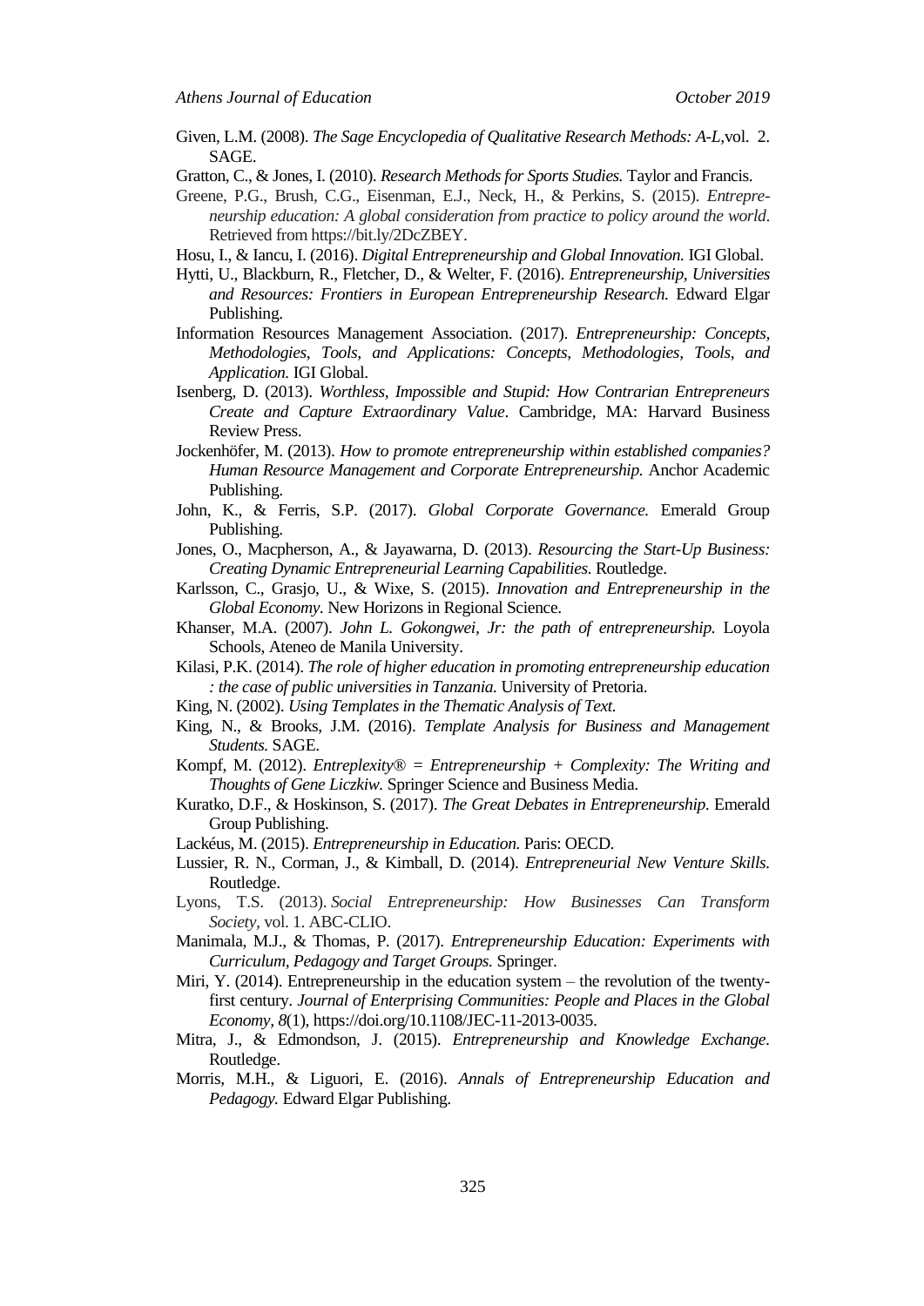Given, L.M. (2008). *The Sage Encyclopedia of Qualitative Research Methods: A-L*, vol. 2. SAGE.

Gratton, C., & Jones, I. (2010). *Research Methods for Sports Studies.* Taylor and Francis.

Greene, P.G., Brush, C.G., Eisenman, E.J., Neck, H., & Perkins, S. (2015). *Entrepreneurship education: A global consideration from practice to policy around the world*. Retrieved from https://bit.ly/2DcZBEY.

Hosu, I., & Iancu, I. (2016). *Digital Entrepreneurship and Global Innovation.* IGI Global.

Hytti, U., Blackburn, R., Fletcher, D., & Welter, F. (2016). *Entrepreneurship, Universities and Resources: Frontiers in European Entrepreneurship Research.* Edward Elgar Publishing.

Information Resources Management Association. (2017). *Entrepreneurship: Concepts, Methodologies, Tools, and Applications: Concepts, Methodologies, Tools, and Application.* IGI Global.

Isenberg, D. (2013). *Worthless, Impossible and Stupid: How Contrarian Entrepreneurs Create and Capture Extraordinary Value*. Cambridge, MA: Harvard Business Review Press.

Jockenhöfer, M. (2013). *How to promote entrepreneurship within established companies? Human Resource Management and Corporate Entrepreneurship.* Anchor Academic Publishing.

John, K., & Ferris, S.P. (2017). *Global Corporate Governance.* Emerald Group Publishing.

Jones, O., Macpherson, A., & Jayawarna, D. (2013). *Resourcing the Start-Up Business: Creating Dynamic Entrepreneurial Learning Capabilities.* Routledge.

Karlsson, C., Grasjo, U., & Wixe, S. (2015). *Innovation and Entrepreneurship in the Global Economy.* New Horizons in Regional Science.

Khanser, M.A. (2007). *John L. Gokongwei, Jr: the path of entrepreneurship.* Loyola Schools, Ateneo de Manila University.

Kilasi, P.K. (2014). *The role of higher education in promoting entrepreneurship education : the case of public universities in Tanzania.* University of Pretoria.

King, N. (2002). *Using Templates in the Thematic Analysis of Text.*

King, N., & Brooks, J.M. (2016). *Template Analysis for Business and Management Students.* SAGE.

Kompf, M. (2012). *Entreplexity® = Entrepreneurship + Complexity: The Writing and Thoughts of Gene Liczkiw.* Springer Science and Business Media.

Kuratko, D.F., & Hoskinson, S. (2017). *The Great Debates in Entrepreneurship.* Emerald Group Publishing.

Lackéus, M. (2015). *Entrepreneurship in Education.* Paris: OECD.

Lussier, R. N., Corman, J., & Kimball, D. (2014). *Entrepreneurial New Venture Skills.* Routledge.

Lyons, T.S. (2013). *Social Entrepreneurship: How Businesses Can Transform Society*, vol. 1. ABC-CLIO.

Manimala, M.J., & Thomas, P. (2017). *Entrepreneurship Education: Experiments with Curriculum, Pedagogy and Target Groups.* Springer.

Miri, Y. (2014). Entrepreneurship in the education system – the revolution of the twenty-first century. *Journal of Enterprising Communities: People and Places in the Global Economy*, *8*(1), https://doi.org/10.1108/JEC-11-2013-0035.

Mitra, J., & Edmondson, J. (2015). *Entrepreneurship and Knowledge Exchange*. Routledge.

Morris, M.H., & Liguori, E. (2016). *Annals of Entrepreneurship Education and Pedagogy.* Edward Elgar Publishing.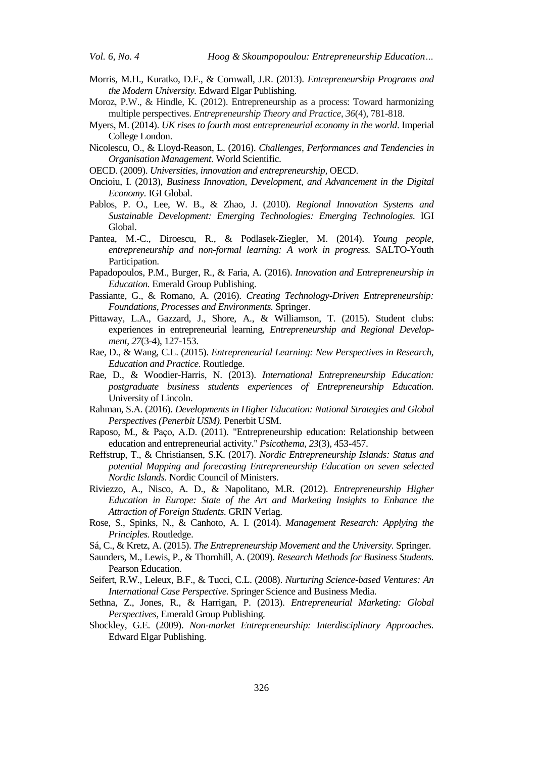Morris, M.H., Kuratko, D.F., & Cornwall, J.R. (2013). *Entrepreneurship Programs and the Modern University.* Edward Elgar Publishing.

Moroz, P.W., & Hindle, K. (2012). Entrepreneurship as a process: Toward harmonizing multiple perspectives. *Entrepreneurship Theory and Practice*, *36*(4), 781-818.

Myers, M. (2014). *UK rises to fourth most entrepreneurial economy in the world*. Imperial College London.

Nicolescu, O., & Lloyd-Reason, L. (2016). *Challenges, Performances and Tendencies in Organisation Management.* World Scientific.

OECD. (2009). *Universities, innovation and entrepreneurship,* OECD.

Oncioiu, I. (2013), *Business Innovation, Development, and Advancement in the Digital Economy.* IGI Global.

Pablos, P. O., Lee, W. B., & Zhao, J. (2010). *Regional Innovation Systems and Sustainable Development: Emerging Technologies: Emerging Technologies.* IGI Global.

Pantea, M.-C., Diroescu, R., & Podlasek-Ziegler, M. (2014). *Young people, entrepreneurship and non-formal learning: A work in progress.* SALTO-Youth Participation.

Papadopoulos, P.M., Burger, R., & Faria, A. (2016). *Innovation and Entrepreneurship in Education.* Emerald Group Publishing.

Passiante, G., & Romano, A. (2016). *Creating Technology-Driven Entrepreneurship: Foundations, Processes and Environments.* Springer.

Pittaway, L.A., Gazzard, J., Shore, A., & Williamson, T. (2015). Student clubs: experiences in entrepreneurial learning, *Entrepreneurship and Regional Development*, *27*(3-4), 127-153.

Rae, D., & Wang, C.L. (2015). *Entrepreneurial Learning: New Perspectives in Research, Education and Practice.* Routledge.

Rae, D., & Woodier-Harris, N. (2013). *International Entrepreneurship Education: postgraduate business students experiences of Entrepreneurship Education.* University of Lincoln.

Rahman, S.A. (2016). *Developments in Higher Education: National Strategies and Global Perspectives (Penerbit USM).* Penerbit USM.

Raposo, M., & Paço, A.D. (2011). "Entrepreneurship education: Relationship between education and entrepreneurial activity." *Psicothema*, *23*(3), 453-457.

Reffstrup, T., & Christiansen, S.K. (2017). *Nordic Entrepreneurship Islands: Status and potential Mapping and forecasting Entrepreneurship Education on seven selected Nordic Islands.* Nordic Council of Ministers.

Riviezzo, A., Nisco, A. D., & Napolitano, M.R. (2012). *Entrepreneurship Higher Education in Europe: State of the Art and Marketing Insights to Enhance the Attraction of Foreign Students.* GRIN Verlag.

Rose, S., Spinks, N., & Canhoto, A. I. (2014). *Management Research: Applying the Principles.* Routledge.

Sá, C., & Kretz, A. (2015). *The Entrepreneurship Movement and the University.* Springer.

Saunders, M., Lewis, P., & Thornhill, A. (2009). *Research Methods for Business Students.* Pearson Education.

Seifert, R.W., Leleux, B.F., & Tucci, C.L. (2008). *Nurturing Science-based Ventures: An International Case Perspective.* Springer Science and Business Media.

Sethna, Z., Jones, R., & Harrigan, P. (2013). *Entrepreneurial Marketing: Global Perspectives,* Emerald Group Publishing.

Shockley, G.E. (2009). *Non-market Entrepreneurship: Interdisciplinary Approaches.* Edward Elgar Publishing.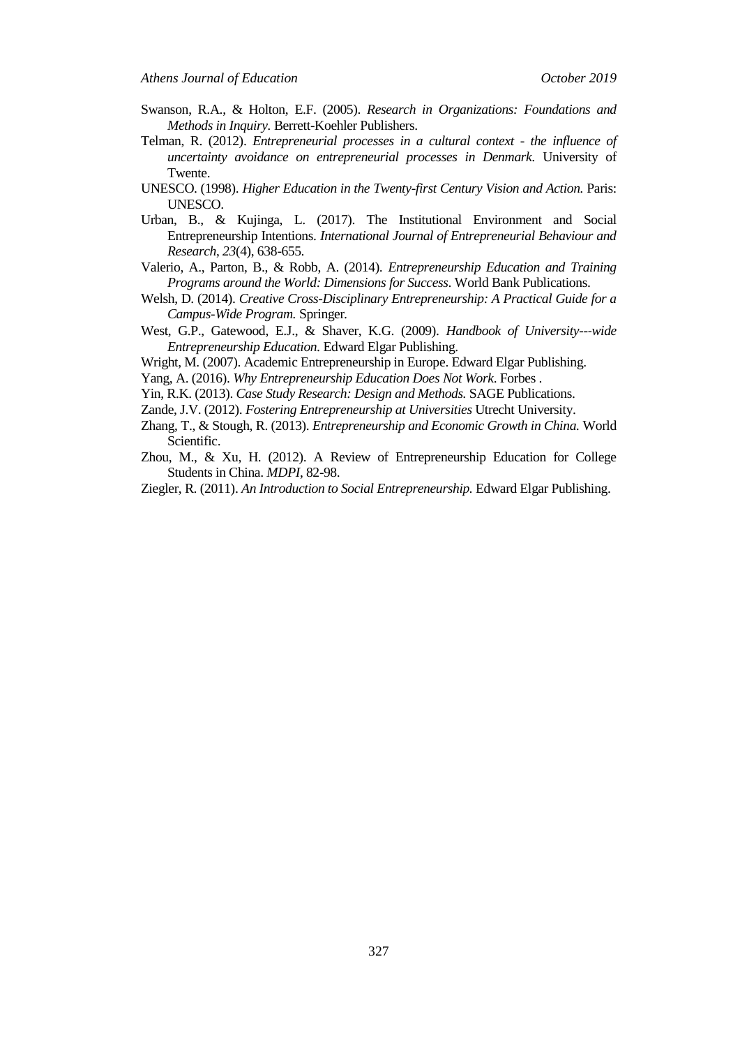Swanson, R.A., & Holton, E.F. (2005). *Research in Organizations: Foundations and Methods in Inquiry*. Berrett-Koehler Publishers.

Telman, R. (2012). *Entrepreneurial processes in a cultural context - the influence of uncertainty avoidance on entrepreneurial processes in Denmark.* University of Twente.

UNESCO. (1998). *Higher Education in the Twenty-first Century Vision and Action.* Paris: UNESCO.

Urban, B., & Kujinga, L. (2017). The Institutional Environment and Social Entrepreneurship Intentions. *International Journal of Entrepreneurial Behaviour and Research*, *23*(4), 638-655.

Valerio, A., Parton, B., & Robb, A. (2014). *Entrepreneurship Education and Training Programs around the World: Dimensions for Success*. World Bank Publications.

Welsh, D. (2014). *Creative Cross-Disciplinary Entrepreneurship: A Practical Guide for a Campus-Wide Program.* Springer.

West, G.P., Gatewood, E.J., & Shaver, K.G. (2009). *Handbook of University---wide Entrepreneurship Education*. Edward Elgar Publishing.

Wright, M. (2007). Academic Entrepreneurship in Europe. Edward Elgar Publishing.

Yang, A. (2016). *Why Entrepreneurship Education Does Not Work*. Forbes .

Yin, R.K. (2013). *Case Study Research: Design and Methods.* SAGE Publications.

Zande, J.V. (2012). *Fostering Entrepreneurship at Universities* Utrecht University.

Zhang, T., & Stough, R. (2013). *Entrepreneurship and Economic Growth in China.* World Scientific.

Zhou, M., & Xu, H. (2012). A Review of Entrepreneurship Education for College Students in China. *MDPI*, 82-98.

Ziegler, R. (2011). *An Introduction to Social Entrepreneurship.* Edward Elgar Publishing.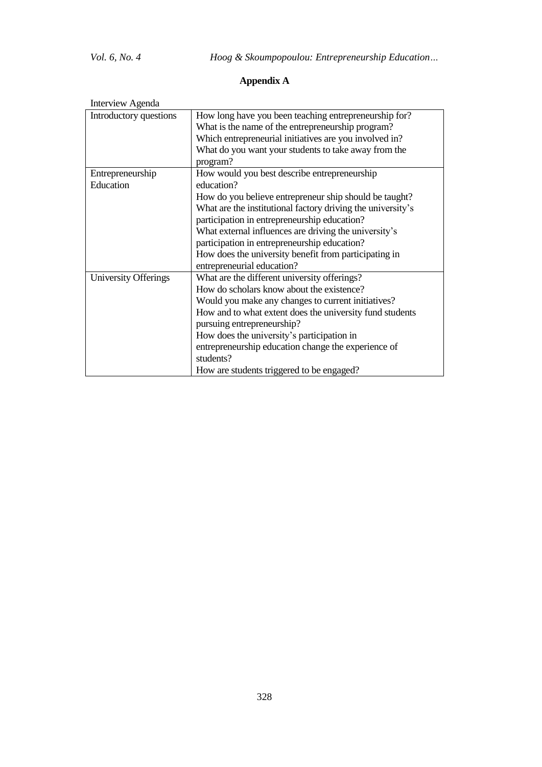## Appendix A

Interview Agenda

| | |
|---|---|
| Introductory questions | How long have you been teaching entrepreneurship for?<br>What is the name of the entrepreneurship program?<br>Which entrepreneurial initiatives are you involved in?<br>What do you want your students to take away from the program? |
| Entrepreneurship Education | How would you best describe entrepreneurship education?<br>How do you believe entrepreneur ship should be taught?<br>What are the institutional factory driving the university's participation in entrepreneurship education?<br>What external influences are driving the university's participation in entrepreneurship education?<br>How does the university benefit from participating in entrepreneurial education? |
| University Offerings | What are the different university offerings?<br>How do scholars know about the existence?<br>Would you make any changes to current initiatives?<br>How and to what extent does the university fund students pursuing entrepreneurship?<br>How does the university's participation in entrepreneurship education change the experience of students?<br>How are students triggered to be engaged? |